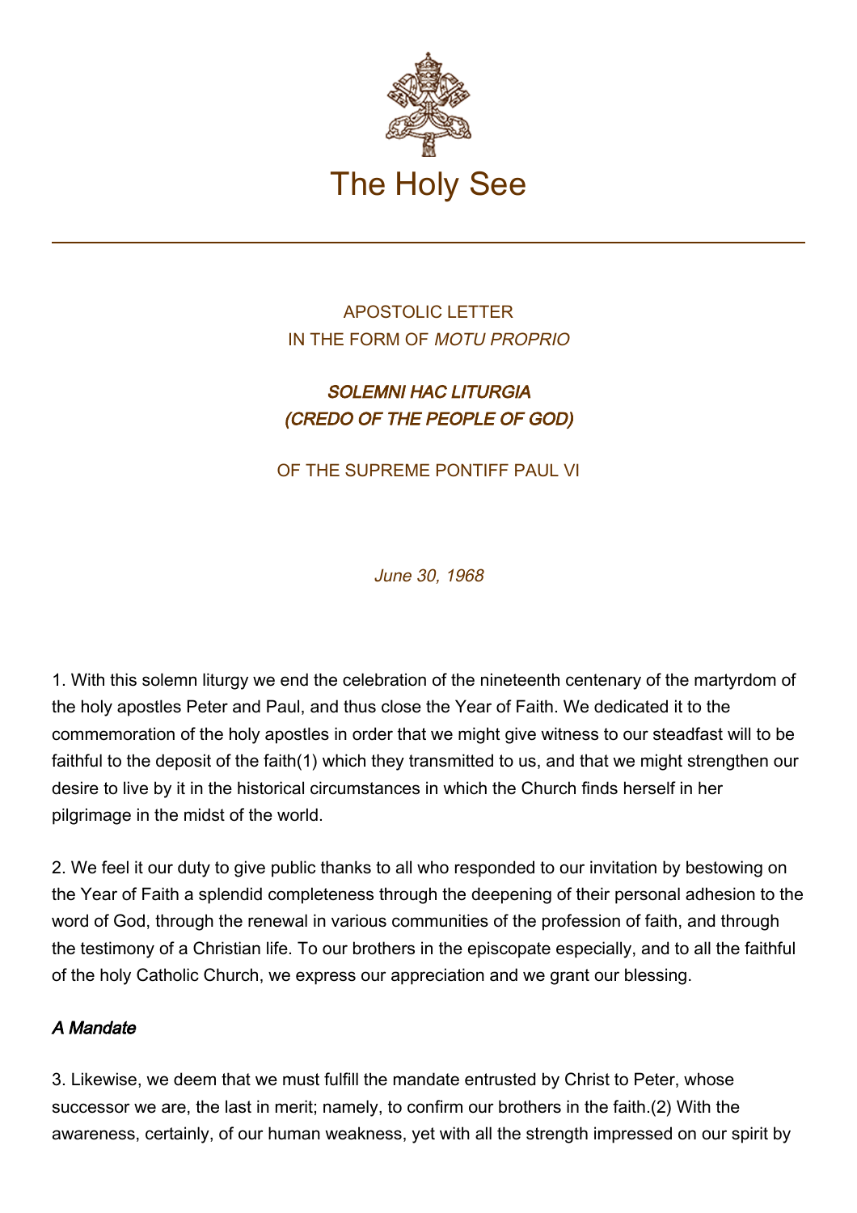# The Holy See

APOSTOLIC LETTER
IN THE FORM OF *MOTU PROPRIO*

## *SOLEMNI HAC LITURGIA*
## *(CREDO OF THE PEOPLE OF GOD)*

OF THE SUPREME PONTIFF PAUL VI

*June 30, 1968*

1. With this solemn liturgy we end the celebration of the nineteenth centenary of the martyrdom of the holy apostles Peter and Paul, and thus close the Year of Faith. We dedicated it to the commemoration of the holy apostles in order that we might give witness to our steadfast will to be faithful to the deposit of the faith(1) which they transmitted to us, and that we might strengthen our desire to live by it in the historical circumstances in which the Church finds herself in her pilgrimage in the midst of the world.

2. We feel it our duty to give public thanks to all who responded to our invitation by bestowing on the Year of Faith a splendid completeness through the deepening of their personal adhesion to the word of God, through the renewal in various communities of the profession of faith, and through the testimony of a Christian life. To our brothers in the episcopate especially, and to all the faithful of the holy Catholic Church, we express our appreciation and we grant our blessing.

### *A Mandate*

3. Likewise, we deem that we must fulfill the mandate entrusted by Christ to Peter, whose successor we are, the last in merit; namely, to confirm our brothers in the faith.(2) With the awareness, certainly, of our human weakness, yet with all the strength impressed on our spirit by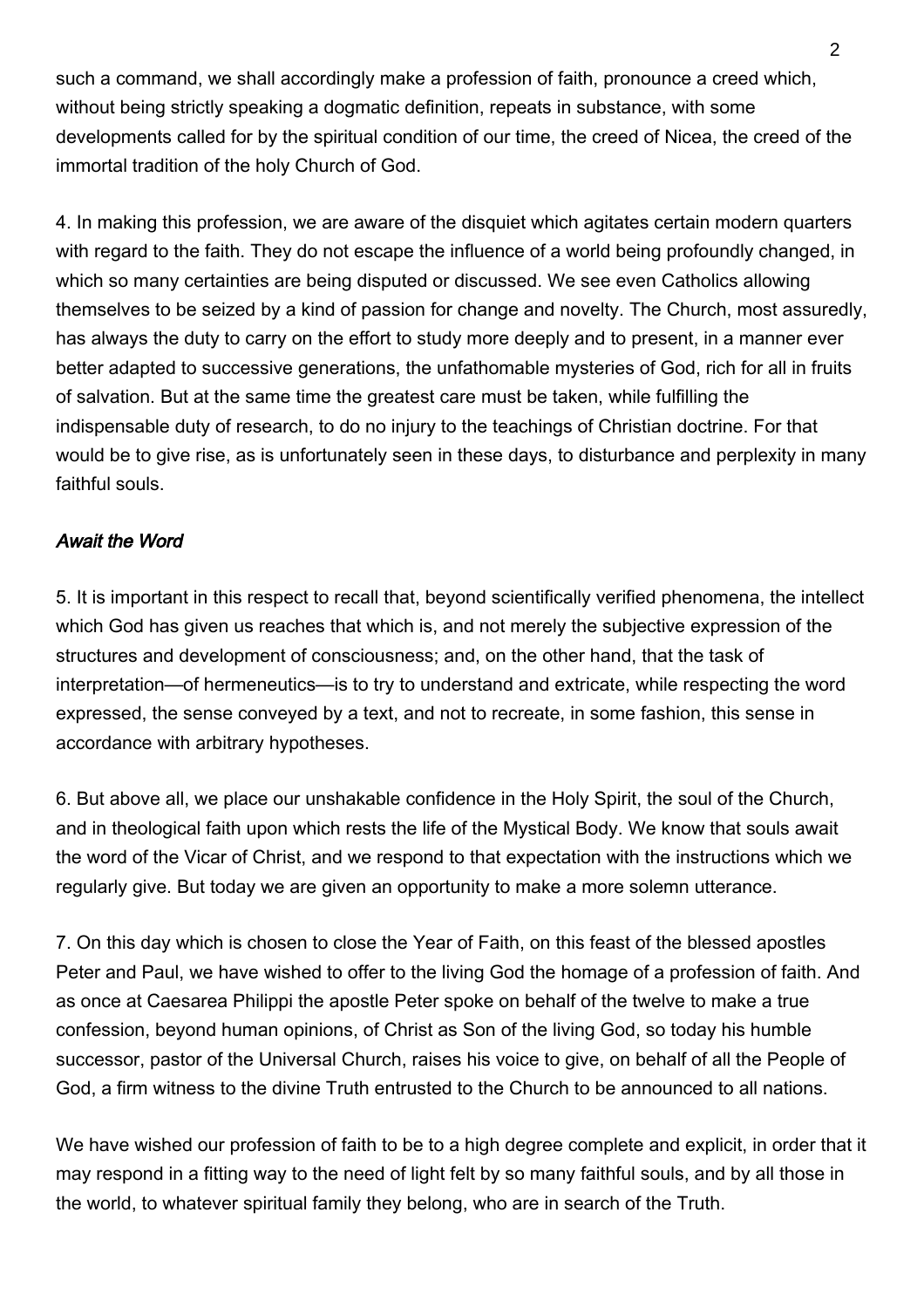such a command, we shall accordingly make a profession of faith, pronounce a creed which, without being strictly speaking a dogmatic definition, repeats in substance, with some developments called for by the spiritual condition of our time, the creed of Nicea, the creed of the immortal tradition of the holy Church of God.

4. In making this profession, we are aware of the disquiet which agitates certain modern quarters with regard to the faith. They do not escape the influence of a world being profoundly changed, in which so many certainties are being disputed or discussed. We see even Catholics allowing themselves to be seized by a kind of passion for change and novelty. The Church, most assuredly, has always the duty to carry on the effort to study more deeply and to present, in a manner ever better adapted to successive generations, the unfathomable mysteries of God, rich for all in fruits of salvation. But at the same time the greatest care must be taken, while fulfilling the indispensable duty of research, to do no injury to the teachings of Christian doctrine. For that would be to give rise, as is unfortunately seen in these days, to disturbance and perplexity in many faithful souls.

### *Await the Word*

5. It is important in this respect to recall that, beyond scientifically verified phenomena, the intellect which God has given us reaches that which is, and not merely the subjective expression of the structures and development of consciousness; and, on the other hand, that the task of interpretation—of hermeneutics—is to try to understand and extricate, while respecting the word expressed, the sense conveyed by a text, and not to recreate, in some fashion, this sense in accordance with arbitrary hypotheses.

6. But above all, we place our unshakable confidence in the Holy Spirit, the soul of the Church, and in theological faith upon which rests the life of the Mystical Body. We know that souls await the word of the Vicar of Christ, and we respond to that expectation with the instructions which we regularly give. But today we are given an opportunity to make a more solemn utterance.

7. On this day which is chosen to close the Year of Faith, on this feast of the blessed apostles Peter and Paul, we have wished to offer to the living God the homage of a profession of faith. And as once at Caesarea Philippi the apostle Peter spoke on behalf of the twelve to make a true confession, beyond human opinions, of Christ as Son of the living God, so today his humble successor, pastor of the Universal Church, raises his voice to give, on behalf of all the People of God, a firm witness to the divine Truth entrusted to the Church to be announced to all nations.

We have wished our profession of faith to be to a high degree complete and explicit, in order that it may respond in a fitting way to the need of light felt by so many faithful souls, and by all those in the world, to whatever spiritual family they belong, who are in search of the Truth.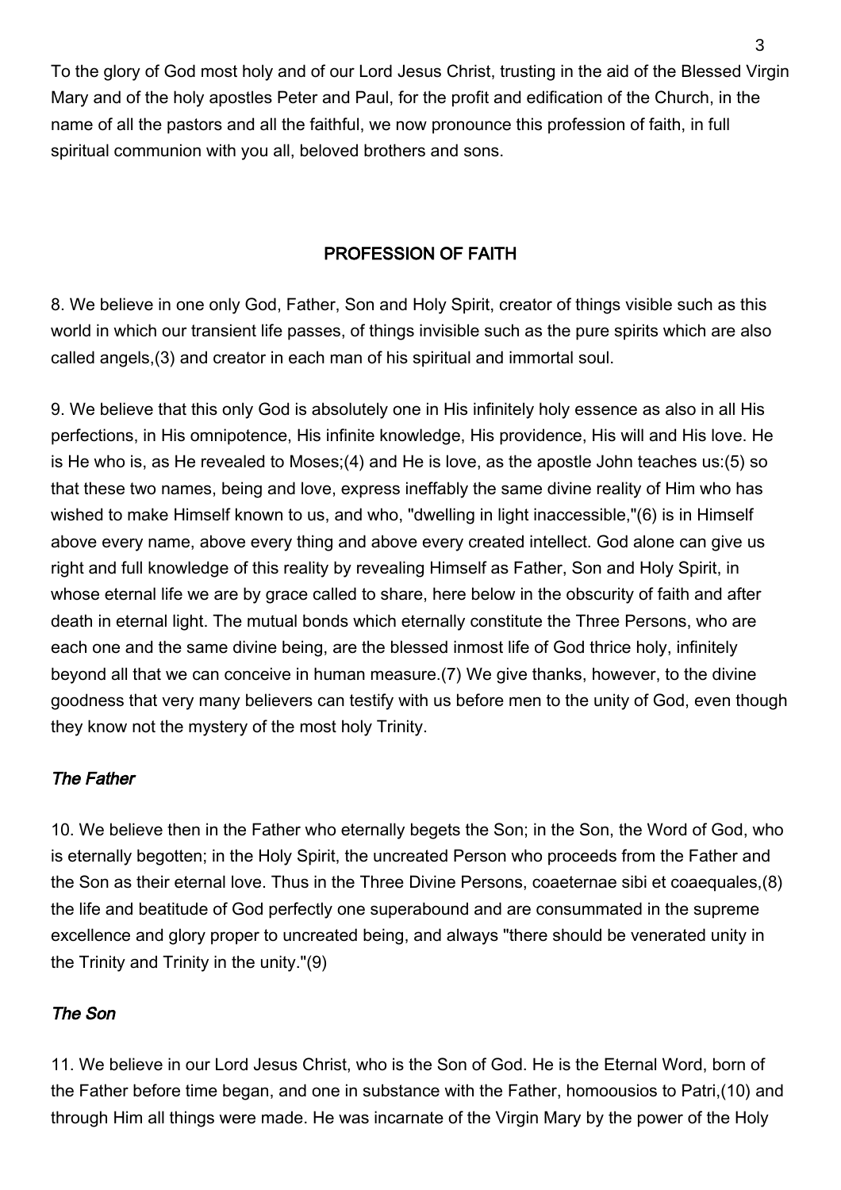To the glory of God most holy and of our Lord Jesus Christ, trusting in the aid of the Blessed Virgin Mary and of the holy apostles Peter and Paul, for the profit and edification of the Church, in the name of all the pastors and all the faithful, we now pronounce this profession of faith, in full spiritual communion with you all, beloved brothers and sons.

## PROFESSION OF FAITH

8. We believe in one only God, Father, Son and Holy Spirit, creator of things visible such as this world in which our transient life passes, of things invisible such as the pure spirits which are also called angels,(3) and creator in each man of his spiritual and immortal soul.

9. We believe that this only God is absolutely one in His infinitely holy essence as also in all His perfections, in His omnipotence, His infinite knowledge, His providence, His will and His love. He is He who is, as He revealed to Moses;(4) and He is love, as the apostle John teaches us:(5) so that these two names, being and love, express ineffably the same divine reality of Him who has wished to make Himself known to us, and who, "dwelling in light inaccessible,"(6) is in Himself above every name, above every thing and above every created intellect. God alone can give us right and full knowledge of this reality by revealing Himself as Father, Son and Holy Spirit, in whose eternal life we are by grace called to share, here below in the obscurity of faith and after death in eternal light. The mutual bonds which eternally constitute the Three Persons, who are each one and the same divine being, are the blessed inmost life of God thrice holy, infinitely beyond all that we can conceive in human measure.(7) We give thanks, however, to the divine goodness that very many believers can testify with us before men to the unity of God, even though they know not the mystery of the most holy Trinity.

### *The Father*

10. We believe then in the Father who eternally begets the Son; in the Son, the Word of God, who is eternally begotten; in the Holy Spirit, the uncreated Person who proceeds from the Father and the Son as their eternal love. Thus in the Three Divine Persons, coaeternae sibi et coaequales,(8) the life and beatitude of God perfectly one superabound and are consummated in the supreme excellence and glory proper to uncreated being, and always "there should be venerated unity in the Trinity and Trinity in the unity."(9)

### *The Son*

11. We believe in our Lord Jesus Christ, who is the Son of God. He is the Eternal Word, born of the Father before time began, and one in substance with the Father, homoousios to Patri,(10) and through Him all things were made. He was incarnate of the Virgin Mary by the power of the Holy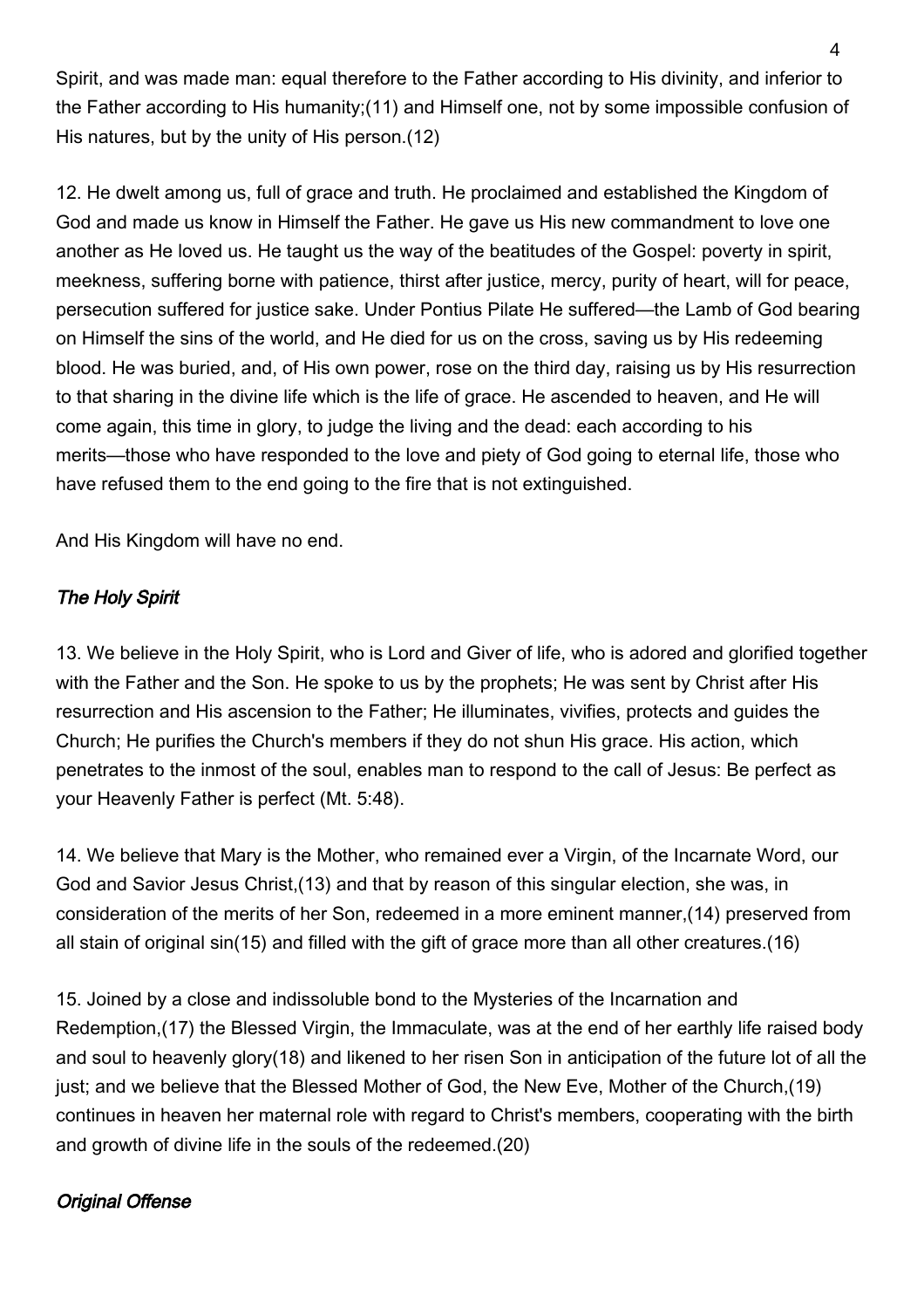Spirit, and was made man: equal therefore to the Father according to His divinity, and inferior to the Father according to His humanity;(11) and Himself one, not by some impossible confusion of His natures, but by the unity of His person.(12)

12. He dwelt among us, full of grace and truth. He proclaimed and established the Kingdom of God and made us know in Himself the Father. He gave us His new commandment to love one another as He loved us. He taught us the way of the beatitudes of the Gospel: poverty in spirit, meekness, suffering borne with patience, thirst after justice, mercy, purity of heart, will for peace, persecution suffered for justice sake. Under Pontius Pilate He suffered—the Lamb of God bearing on Himself the sins of the world, and He died for us on the cross, saving us by His redeeming blood. He was buried, and, of His own power, rose on the third day, raising us by His resurrection to that sharing in the divine life which is the life of grace. He ascended to heaven, and He will come again, this time in glory, to judge the living and the dead: each according to his merits—those who have responded to the love and piety of God going to eternal life, those who have refused them to the end going to the fire that is not extinguished.

And His Kingdom will have no end.

### *The Holy Spirit*

13. We believe in the Holy Spirit, who is Lord and Giver of life, who is adored and glorified together with the Father and the Son. He spoke to us by the prophets; He was sent by Christ after His resurrection and His ascension to the Father; He illuminates, vivifies, protects and guides the Church; He purifies the Church's members if they do not shun His grace. His action, which penetrates to the inmost of the soul, enables man to respond to the call of Jesus: Be perfect as your Heavenly Father is perfect (Mt. 5:48).

14. We believe that Mary is the Mother, who remained ever a Virgin, of the Incarnate Word, our God and Savior Jesus Christ,(13) and that by reason of this singular election, she was, in consideration of the merits of her Son, redeemed in a more eminent manner,(14) preserved from all stain of original sin(15) and filled with the gift of grace more than all other creatures.(16)

15. Joined by a close and indissoluble bond to the Mysteries of the Incarnation and Redemption,(17) the Blessed Virgin, the Immaculate, was at the end of her earthly life raised body and soul to heavenly glory(18) and likened to her risen Son in anticipation of the future lot of all the just; and we believe that the Blessed Mother of God, the New Eve, Mother of the Church,(19) continues in heaven her maternal role with regard to Christ's members, cooperating with the birth and growth of divine life in the souls of the redeemed.(20)

### *Original Offense*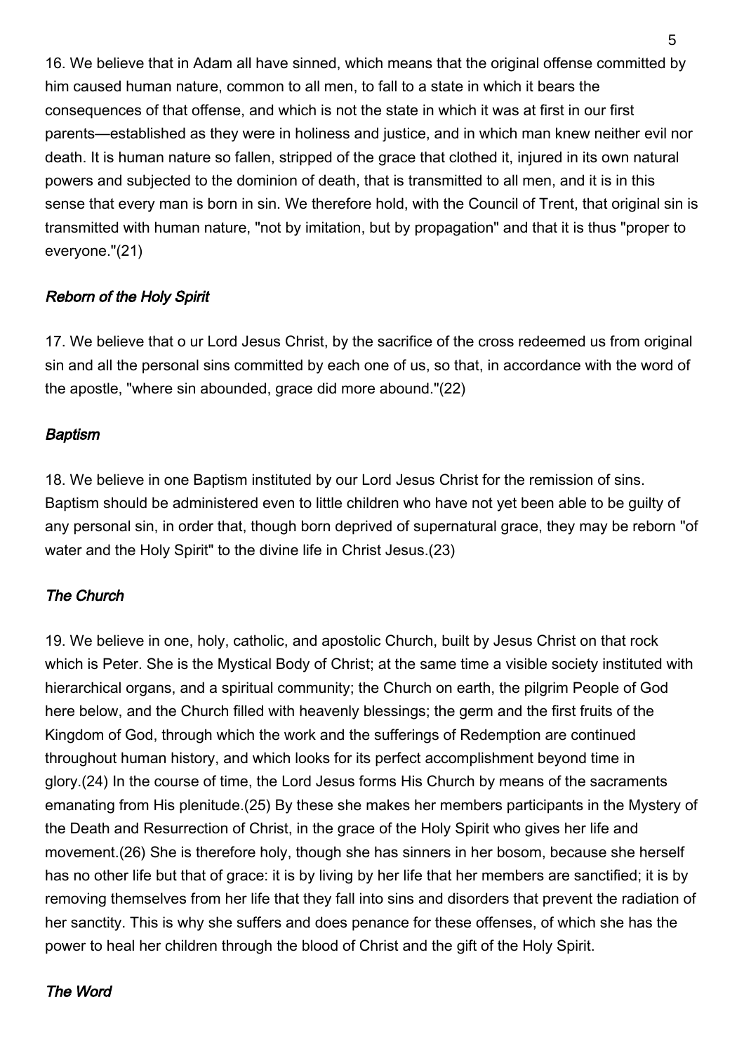16. We believe that in Adam all have sinned, which means that the original offense committed by him caused human nature, common to all men, to fall to a state in which it bears the consequences of that offense, and which is not the state in which it was at first in our first parents—established as they were in holiness and justice, and in which man knew neither evil nor death. It is human nature so fallen, stripped of the grace that clothed it, injured in its own natural powers and subjected to the dominion of death, that is transmitted to all men, and it is in this sense that every man is born in sin. We therefore hold, with the Council of Trent, that original sin is transmitted with human nature, "not by imitation, but by propagation" and that it is thus "proper to everyone."(21)

### *Reborn of the Holy Spirit*

17. We believe that o ur Lord Jesus Christ, by the sacrifice of the cross redeemed us from original sin and all the personal sins committed by each one of us, so that, in accordance with the word of the apostle, "where sin abounded, grace did more abound."(22)

### *Baptism*

18. We believe in one Baptism instituted by our Lord Jesus Christ for the remission of sins. Baptism should be administered even to little children who have not yet been able to be guilty of any personal sin, in order that, though born deprived of supernatural grace, they may be reborn "of water and the Holy Spirit" to the divine life in Christ Jesus.(23)

### *The Church*

19. We believe in one, holy, catholic, and apostolic Church, built by Jesus Christ on that rock which is Peter. She is the Mystical Body of Christ; at the same time a visible society instituted with hierarchical organs, and a spiritual community; the Church on earth, the pilgrim People of God here below, and the Church filled with heavenly blessings; the germ and the first fruits of the Kingdom of God, through which the work and the sufferings of Redemption are continued throughout human history, and which looks for its perfect accomplishment beyond time in glory.(24) In the course of time, the Lord Jesus forms His Church by means of the sacraments emanating from His plenitude.(25) By these she makes her members participants in the Mystery of the Death and Resurrection of Christ, in the grace of the Holy Spirit who gives her life and movement.(26) She is therefore holy, though she has sinners in her bosom, because she herself has no other life but that of grace: it is by living by her life that her members are sanctified; it is by removing themselves from her life that they fall into sins and disorders that prevent the radiation of her sanctity. This is why she suffers and does penance for these offenses, of which she has the power to heal her children through the blood of Christ and the gift of the Holy Spirit.

### *The Word*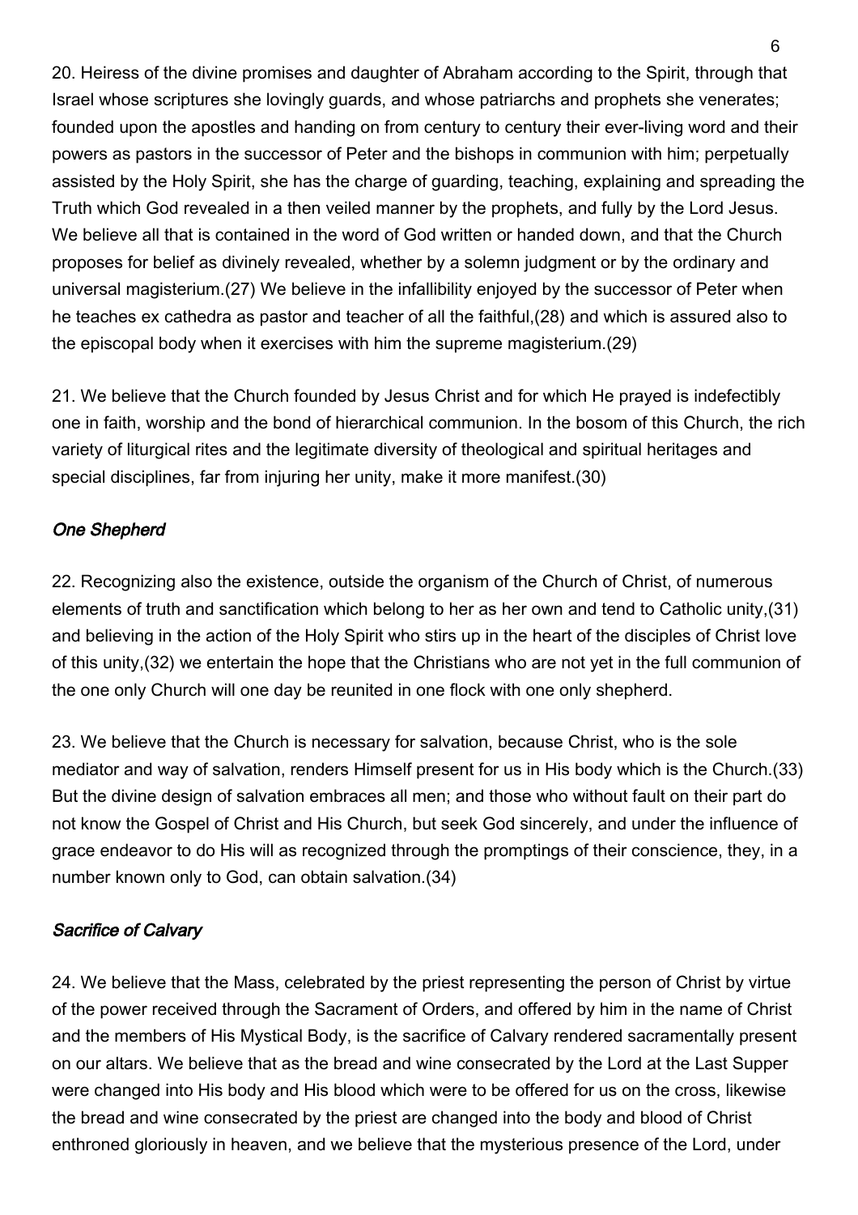20. Heiress of the divine promises and daughter of Abraham according to the Spirit, through that Israel whose scriptures she lovingly guards, and whose patriarchs and prophets she venerates; founded upon the apostles and handing on from century to century their ever-living word and their powers as pastors in the successor of Peter and the bishops in communion with him; perpetually assisted by the Holy Spirit, she has the charge of guarding, teaching, explaining and spreading the Truth which God revealed in a then veiled manner by the prophets, and fully by the Lord Jesus. We believe all that is contained in the word of God written or handed down, and that the Church proposes for belief as divinely revealed, whether by a solemn judgment or by the ordinary and universal magisterium.(27) We believe in the infallibility enjoyed by the successor of Peter when he teaches ex cathedra as pastor and teacher of all the faithful,(28) and which is assured also to the episcopal body when it exercises with him the supreme magisterium.(29)

21. We believe that the Church founded by Jesus Christ and for which He prayed is indefectibly one in faith, worship and the bond of hierarchical communion. In the bosom of this Church, the rich variety of liturgical rites and the legitimate diversity of theological and spiritual heritages and special disciplines, far from injuring her unity, make it more manifest.(30)

### *One Shepherd*

22. Recognizing also the existence, outside the organism of the Church of Christ, of numerous elements of truth and sanctification which belong to her as her own and tend to Catholic unity,(31) and believing in the action of the Holy Spirit who stirs up in the heart of the disciples of Christ love of this unity,(32) we entertain the hope that the Christians who are not yet in the full communion of the one only Church will one day be reunited in one flock with one only shepherd.

23. We believe that the Church is necessary for salvation, because Christ, who is the sole mediator and way of salvation, renders Himself present for us in His body which is the Church.(33) But the divine design of salvation embraces all men; and those who without fault on their part do not know the Gospel of Christ and His Church, but seek God sincerely, and under the influence of grace endeavor to do His will as recognized through the promptings of their conscience, they, in a number known only to God, can obtain salvation.(34)

### *Sacrifice of Calvary*

24. We believe that the Mass, celebrated by the priest representing the person of Christ by virtue of the power received through the Sacrament of Orders, and offered by him in the name of Christ and the members of His Mystical Body, is the sacrifice of Calvary rendered sacramentally present on our altars. We believe that as the bread and wine consecrated by the Lord at the Last Supper were changed into His body and His blood which were to be offered for us on the cross, likewise the bread and wine consecrated by the priest are changed into the body and blood of Christ enthroned gloriously in heaven, and we believe that the mysterious presence of the Lord, under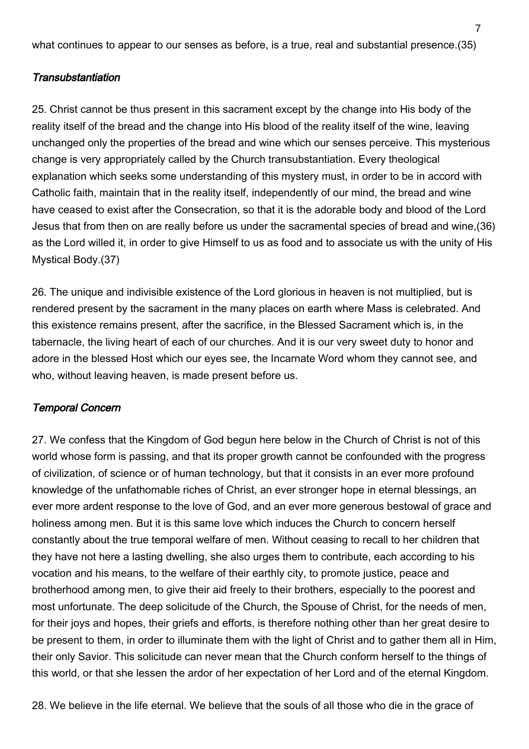what continues to appear to our senses as before, is a true, real and substantial presence.(35)

### *Transubstantiation*

25. Christ cannot be thus present in this sacrament except by the change into His body of the reality itself of the bread and the change into His blood of the reality itself of the wine, leaving unchanged only the properties of the bread and wine which our senses perceive. This mysterious change is very appropriately called by the Church transubstantiation. Every theological explanation which seeks some understanding of this mystery must, in order to be in accord with Catholic faith, maintain that in the reality itself, independently of our mind, the bread and wine have ceased to exist after the Consecration, so that it is the adorable body and blood of the Lord Jesus that from then on are really before us under the sacramental species of bread and wine,(36) as the Lord willed it, in order to give Himself to us as food and to associate us with the unity of His Mystical Body.(37)

26. The unique and indivisible existence of the Lord glorious in heaven is not multiplied, but is rendered present by the sacrament in the many places on earth where Mass is celebrated. And this existence remains present, after the sacrifice, in the Blessed Sacrament which is, in the tabernacle, the living heart of each of our churches. And it is our very sweet duty to honor and adore in the blessed Host which our eyes see, the Incarnate Word whom they cannot see, and who, without leaving heaven, is made present before us.

### *Temporal Concern*

27. We confess that the Kingdom of God begun here below in the Church of Christ is not of this world whose form is passing, and that its proper growth cannot be confounded with the progress of civilization, of science or of human technology, but that it consists in an ever more profound knowledge of the unfathomable riches of Christ, an ever stronger hope in eternal blessings, an ever more ardent response to the love of God, and an ever more generous bestowal of grace and holiness among men. But it is this same love which induces the Church to concern herself constantly about the true temporal welfare of men. Without ceasing to recall to her children that they have not here a lasting dwelling, she also urges them to contribute, each according to his vocation and his means, to the welfare of their earthly city, to promote justice, peace and brotherhood among men, to give their aid freely to their brothers, especially to the poorest and most unfortunate. The deep solicitude of the Church, the Spouse of Christ, for the needs of men, for their joys and hopes, their griefs and efforts, is therefore nothing other than her great desire to be present to them, in order to illuminate them with the light of Christ and to gather them all in Him, their only Savior. This solicitude can never mean that the Church conform herself to the things of this world, or that she lessen the ardor of her expectation of her Lord and of the eternal Kingdom.

28. We believe in the life eternal. We believe that the souls of all those who die in the grace of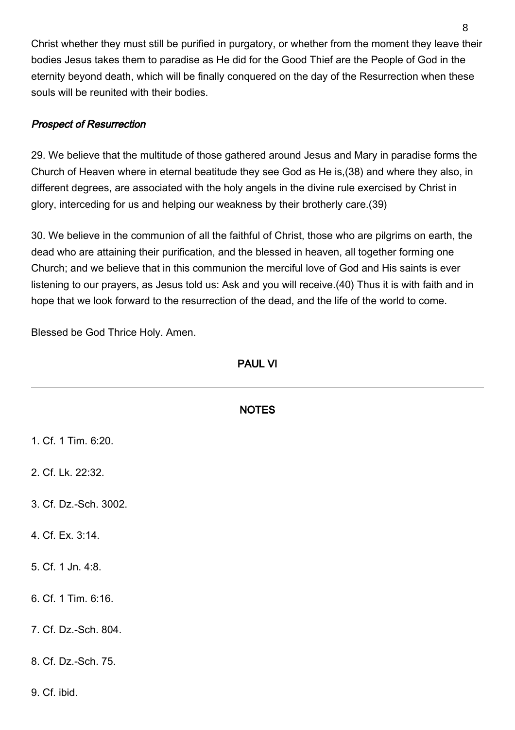Christ whether they must still be purified in purgatory, or whether from the moment they leave their bodies Jesus takes them to paradise as He did for the Good Thief are the People of God in the eternity beyond death, which will be finally conquered on the day of the Resurrection when these souls will be reunited with their bodies.

### *Prospect of Resurrection*

29. We believe that the multitude of those gathered around Jesus and Mary in paradise forms the Church of Heaven where in eternal beatitude they see God as He is,(38) and where they also, in different degrees, are associated with the holy angels in the divine rule exercised by Christ in glory, interceding for us and helping our weakness by their brotherly care.(39)

30. We believe in the communion of all the faithful of Christ, those who are pilgrims on earth, the dead who are attaining their purification, and the blessed in heaven, all together forming one Church; and we believe that in this communion the merciful love of God and His saints is ever listening to our prayers, as Jesus told us: Ask and you will receive.(40) Thus it is with faith and in hope that we look forward to the resurrection of the dead, and the life of the world to come.

Blessed be God Thrice Holy. Amen.

**PAUL VI**

---

**NOTES**

1. Cf. 1 Tim. 6:20.

2. Cf. Lk. 22:32.

3. Cf. Dz.-Sch. 3002.

4. Cf. Ex. 3:14.

5. Cf. 1 Jn. 4:8.

6. Cf. 1 Tim. 6:16.

7. Cf. Dz.-Sch. 804.

8. Cf. Dz.-Sch. 75.

9. Cf. ibid.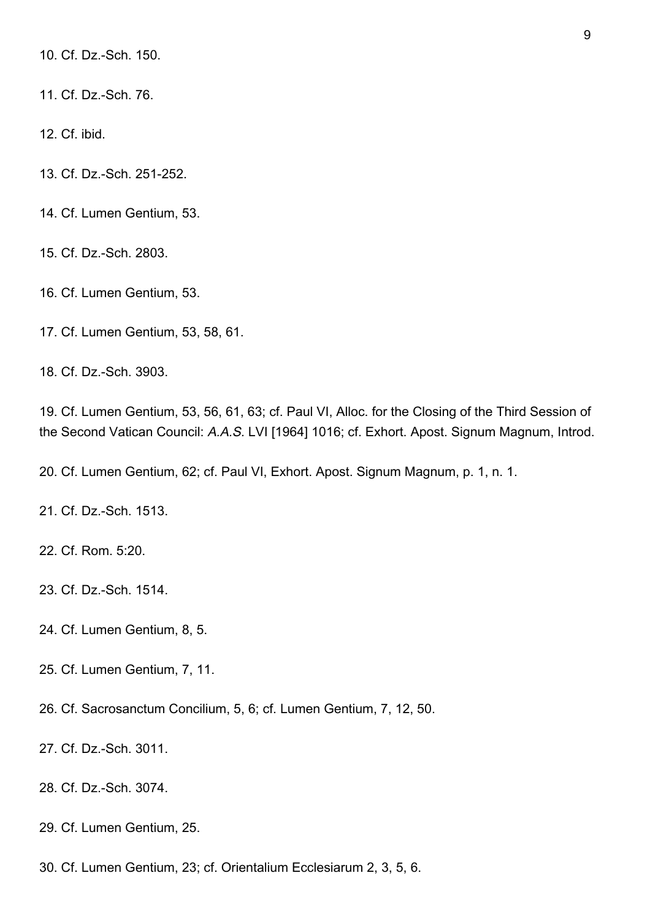10. Cf. Dz.-Sch. 150.

11. Cf. Dz.-Sch. 76.

12. Cf. ibid.

13. Cf. Dz.-Sch. 251-252.

14. Cf. Lumen Gentium, 53.

15. Cf. Dz.-Sch. 2803.

16. Cf. Lumen Gentium, 53.

17. Cf. Lumen Gentium, 53, 58, 61.

18. Cf. Dz.-Sch. 3903.

19. Cf. Lumen Gentium, 53, 56, 61, 63; cf. Paul VI, Alloc. for the Closing of the Third Session of the Second Vatican Council: *A.A.S.* LVI [1964] 1016; cf. Exhort. Apost. Signum Magnum, Introd.

20. Cf. Lumen Gentium, 62; cf. Paul VI, Exhort. Apost. Signum Magnum, p. 1, n. 1.

21. Cf. Dz.-Sch. 1513.

22. Cf. Rom. 5:20.

23. Cf. Dz.-Sch. 1514.

24. Cf. Lumen Gentium, 8, 5.

25. Cf. Lumen Gentium, 7, 11.

26. Cf. Sacrosanctum Concilium, 5, 6; cf. Lumen Gentium, 7, 12, 50.

27. Cf. Dz.-Sch. 3011.

28. Cf. Dz.-Sch. 3074.

29. Cf. Lumen Gentium, 25.

30. Cf. Lumen Gentium, 23; cf. Orientalium Ecclesiarum 2, 3, 5, 6.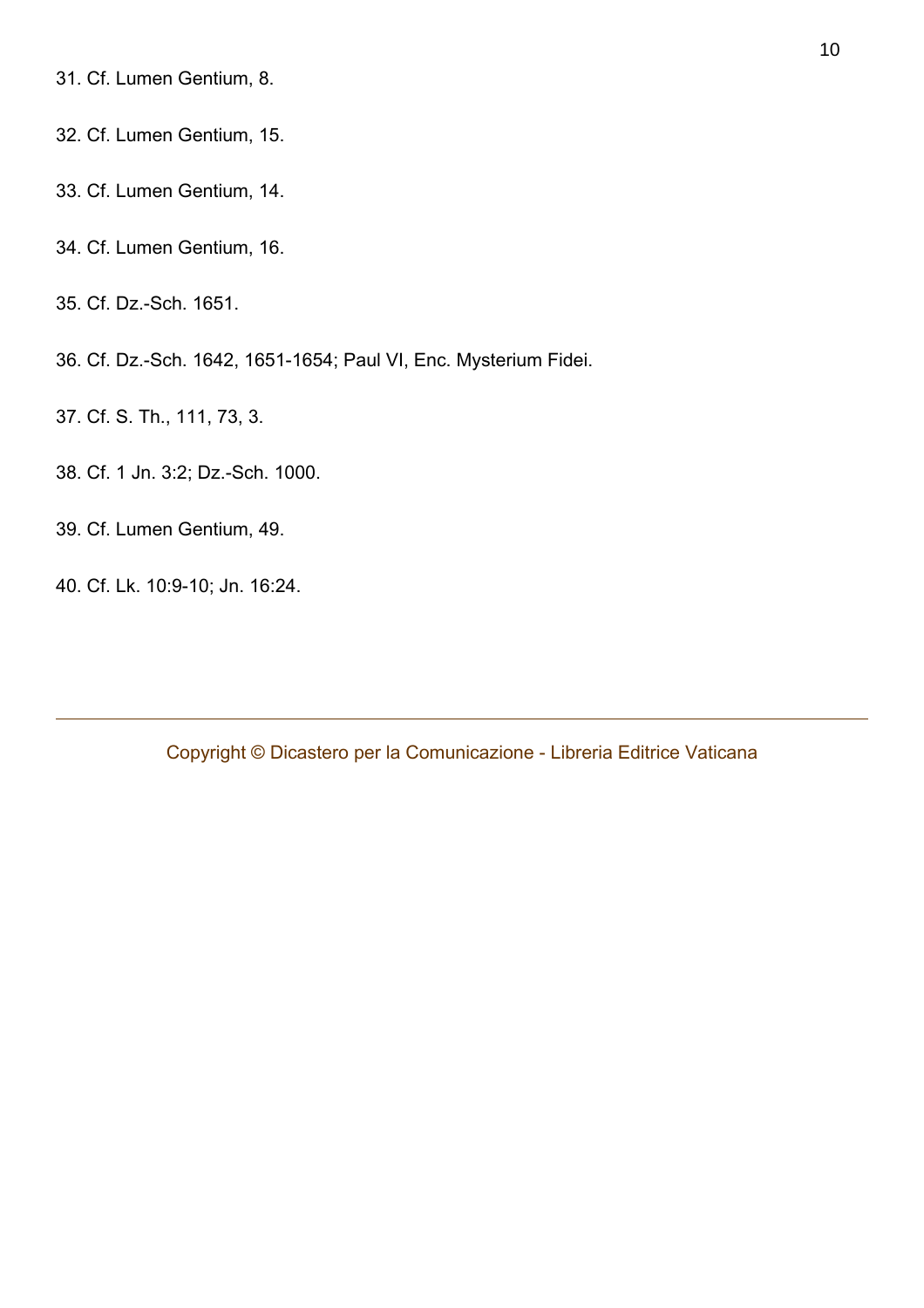31. Cf. Lumen Gentium, 8.

32. Cf. Lumen Gentium, 15.

33. Cf. Lumen Gentium, 14.

34. Cf. Lumen Gentium, 16.

35. Cf. Dz.-Sch. 1651.

36. Cf. Dz.-Sch. 1642, 1651-1654; Paul VI, Enc. Mysterium Fidei.

37. Cf. S. Th., 111, 73, 3.

38. Cf. 1 Jn. 3:2; Dz.-Sch. 1000.

39. Cf. Lumen Gentium, 49.

40. Cf. Lk. 10:9-10; Jn. 16:24.

---

Copyright © Dicastero per la Comunicazione - Libreria Editrice Vaticana